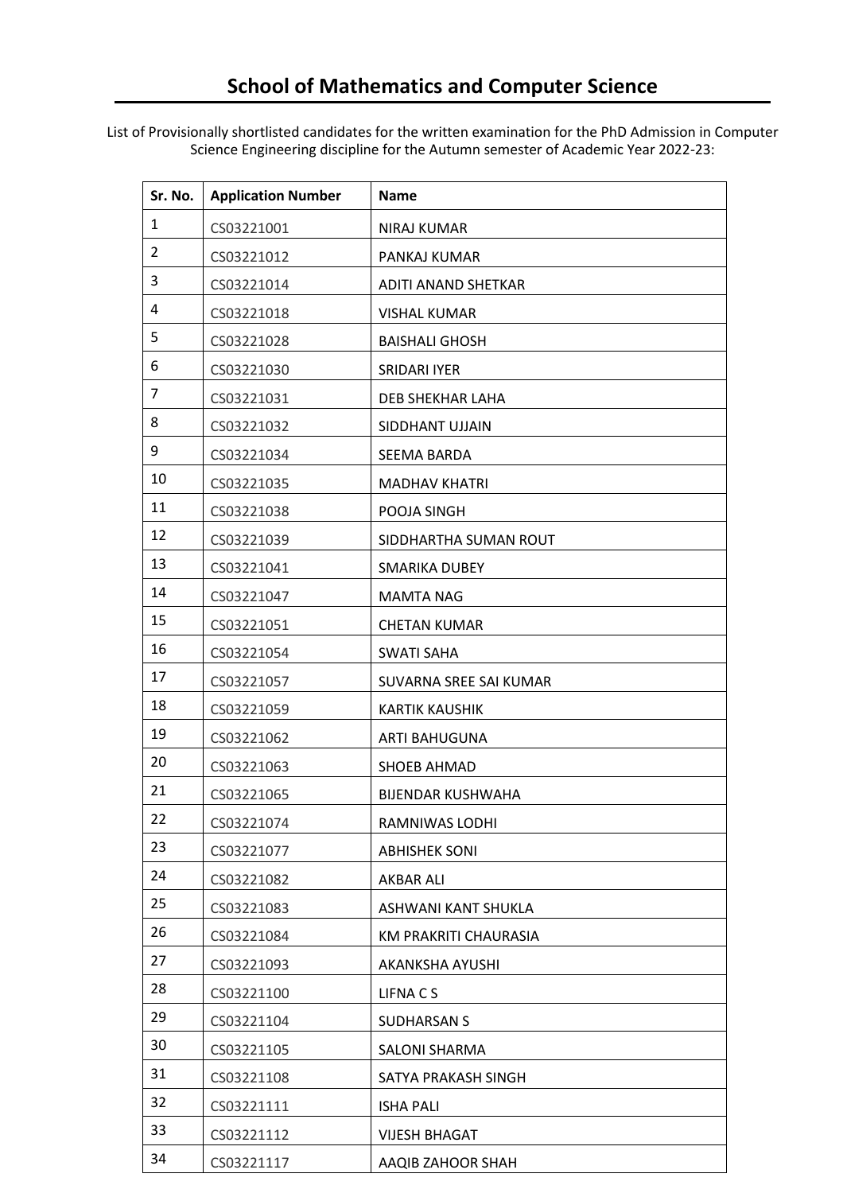# School of Mathematics and Computer Science

List of Provisionally shortlisted candidates for the written examination for the PhD Admission in Computer Science Engineering discipline for the Autumn semester of Academic Year 2022-23:

| Sr. No. | Application Number | Name |
|---|---|---|
| 1 | CS03221001 | NIRAJ KUMAR |
| 2 | CS03221012 | PANKAJ KUMAR |
| 3 | CS03221014 | ADITI ANAND SHETKAR |
| 4 | CS03221018 | VISHAL KUMAR |
| 5 | CS03221028 | BAISHALI GHOSH |
| 6 | CS03221030 | SRIDARI IYER |
| 7 | CS03221031 | DEB SHEKHAR LAHA |
| 8 | CS03221032 | SIDDHANT UJJAIN |
| 9 | CS03221034 | SEEMA BARDA |
| 10 | CS03221035 | MADHAV KHATRI |
| 11 | CS03221038 | POOJA SINGH |
| 12 | CS03221039 | SIDDHARTHA SUMAN ROUT |
| 13 | CS03221041 | SMARIKA DUBEY |
| 14 | CS03221047 | MAMTA NAG |
| 15 | CS03221051 | CHETAN KUMAR |
| 16 | CS03221054 | SWATI SAHA |
| 17 | CS03221057 | SUVARNA SREE SAI KUMAR |
| 18 | CS03221059 | KARTIK KAUSHIK |
| 19 | CS03221062 | ARTI BAHUGUNA |
| 20 | CS03221063 | SHOEB AHMAD |
| 21 | CS03221065 | BIJENDAR KUSHWAHA |
| 22 | CS03221074 | RAMNIWAS LODHI |
| 23 | CS03221077 | ABHISHEK SONI |
| 24 | CS03221082 | AKBAR ALI |
| 25 | CS03221083 | ASHWANI KANT SHUKLA |
| 26 | CS03221084 | KM PRAKRITI CHAURASIA |
| 27 | CS03221093 | AKANKSHA AYUSHI |
| 28 | CS03221100 | LIFNA C S |
| 29 | CS03221104 | SUDHARSAN S |
| 30 | CS03221105 | SALONI SHARMA |
| 31 | CS03221108 | SATYA PRAKASH SINGH |
| 32 | CS03221111 | ISHA PALI |
| 33 | CS03221112 | VIJESH BHAGAT |
| 34 | CS03221117 | AAQIB ZAHOOR SHAH |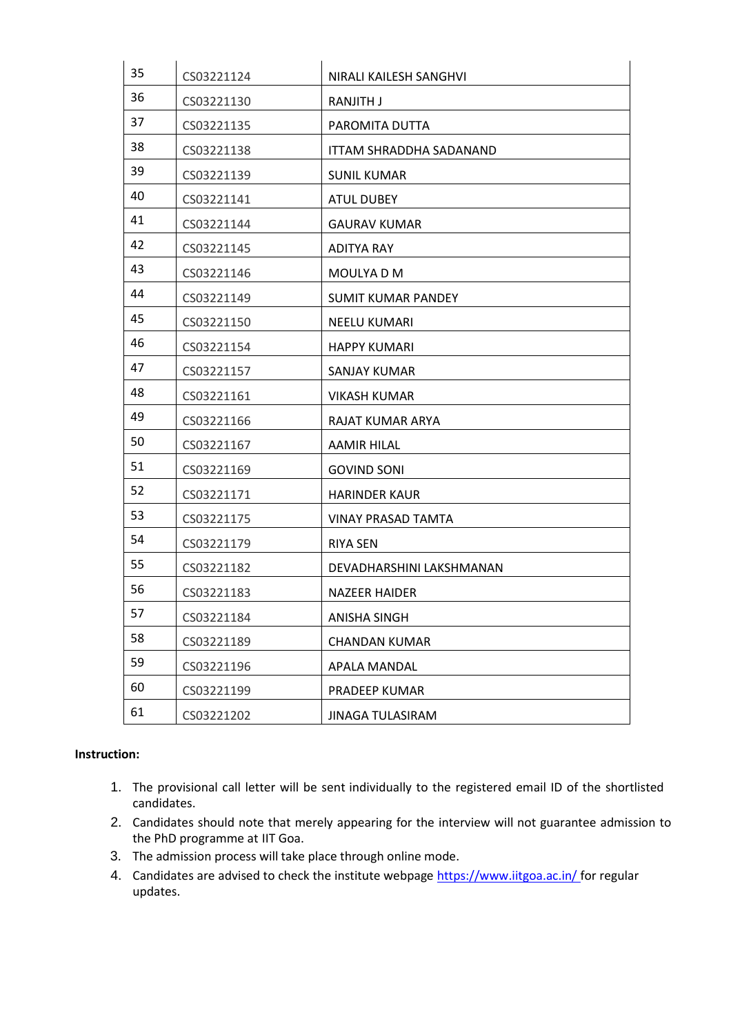| | | |
|---|---|---|
| 35 | CS03221124 | NIRALI KAILESH SANGHVI |
| 36 | CS03221130 | RANJITH J |
| 37 | CS03221135 | PAROMITA DUTTA |
| 38 | CS03221138 | ITTAM SHRADDHA SADANAND |
| 39 | CS03221139 | SUNIL KUMAR |
| 40 | CS03221141 | ATUL DUBEY |
| 41 | CS03221144 | GAURAV KUMAR |
| 42 | CS03221145 | ADITYA RAY |
| 43 | CS03221146 | MOULYA D M |
| 44 | CS03221149 | SUMIT KUMAR PANDEY |
| 45 | CS03221150 | NEELU KUMARI |
| 46 | CS03221154 | HAPPY KUMARI |
| 47 | CS03221157 | SANJAY KUMAR |
| 48 | CS03221161 | VIKASH KUMAR |
| 49 | CS03221166 | RAJAT KUMAR ARYA |
| 50 | CS03221167 | AAMIR HILAL |
| 51 | CS03221169 | GOVIND SONI |
| 52 | CS03221171 | HARINDER KAUR |
| 53 | CS03221175 | VINAY PRASAD TAMTA |
| 54 | CS03221179 | RIYA SEN |
| 55 | CS03221182 | DEVADHARSHINI LAKSHMANAN |
| 56 | CS03221183 | NAZEER HAIDER |
| 57 | CS03221184 | ANISHA SINGH |
| 58 | CS03221189 | CHANDAN KUMAR |
| 59 | CS03221196 | APALA MANDAL |
| 60 | CS03221199 | PRADEEP KUMAR |
| 61 | CS03221202 | JINAGA TULASIRAM |

**Instruction:**

1. The provisional call letter will be sent individually to the registered email ID of the shortlisted candidates.
2. Candidates should note that merely appearing for the interview will not guarantee admission to the PhD programme at IIT Goa.
3. The admission process will take place through online mode.
4. Candidates are advised to check the institute webpage https://www.iitgoa.ac.in/ for regular updates.